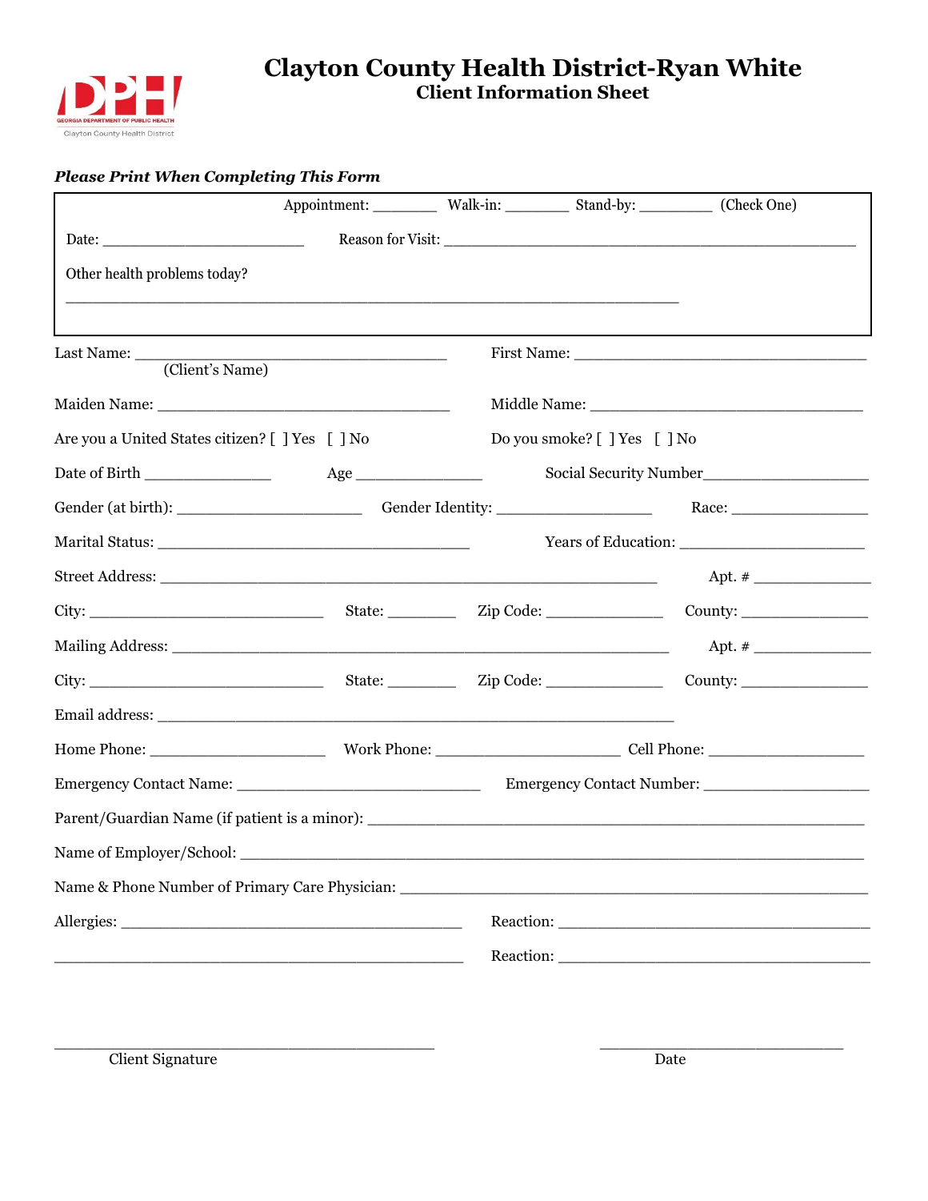# Clayton County Health District-Ryan White

## Client Information Sheet

GEORGIA DEPARTMENT OF PUBLIC HEALTH
Clayton County Health District

***Please Print When Completing This Form***

Appointment: ________ Walk-in: ________ Stand-by: _________ (Check One)

Date: _________________________ Reason for Visit: ____________________________________________________

Other health problems today?

_____________________________________________________________________________

Last Name: _______________________________________ First Name: ____________________________________
(Client's Name)

Maiden Name: ____________________________________ Middle Name: __________________________________

Are you a United States citizen? [ ] Yes [ ] No Do you smoke? [ ] Yes [ ] No

Date of Birth _______________ Age ________________ Social Security Number___________________

Gender (at birth): ______________________ Gender Identity: __________________ Race: _________________

Marital Status: _______________________________________ Years of Education: ______________________

Street Address: _______________________________________________________________ Apt. # _______________

City: _____________________________ State: ________ Zip Code: ______________ County: ________________

Mailing Address: ______________________________________________________________ Apt. # _______________

City: _____________________________ State: ________ Zip Code: ______________ County: ________________

Email address: _________________________________________________________________

Home Phone: ______________________ Work Phone: _______________________ Cell Phone: ____________________

Emergency Contact Name: ______________________________ Emergency Contact Number: ____________________

Parent/Guardian Name (if patient is a minor): ______________________________________________________________

Name of Employer/School: _______________________________________________________________________________

Name & Phone Number of Primary Care Physician: __________________________________________________________

Allergies: ___________________________________________ Reaction: _______________________________________

_____________________________________________________ Reaction: _______________________________________

_____________________________________________ _____________________________
Client Signature Date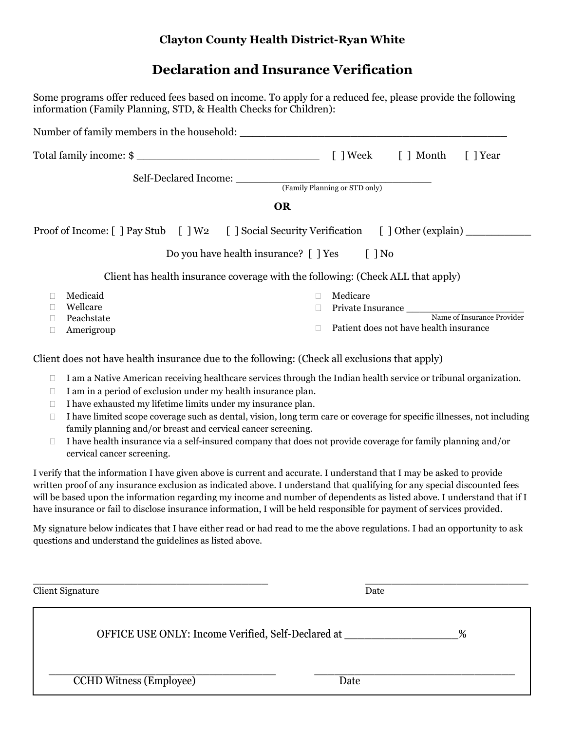## Clayton County Health District-Ryan White

# Declaration and Insurance Verification

Some programs offer reduced fees based on income. To apply for a reduced fee, please provide the following information (Family Planning, STD, & Health Checks for Children):

Number of family members in the household: ___________________________________________

Total family income: $ _____________________________ [ ] Week [ ] Month [ ] Year

Self-Declared Income: _______________________________
(Family Planning or STD only)

**OR**

Proof of Income: [ ] Pay Stub [ ] W2 [ ] Social Security Verification [ ] Other (explain) __________

Do you have health insurance? [ ] Yes [ ] No

Client has health insurance coverage with the following: (Check ALL that apply)

- Medicaid
- Wellcare
- Peachstate
- Amerigroup
- Medicare
- Private Insurance ____________________
  Name of Insurance Provider
- Patient does not have health insurance

Client does not have health insurance due to the following: (Check all exclusions that apply)

- I am a Native American receiving healthcare services through the Indian health service or tribunal organization.
- I am in a period of exclusion under my health insurance plan.
- I have exhausted my lifetime limits under my insurance plan.
- I have limited scope coverage such as dental, vision, long term care or coverage for specific illnesses, not including family planning and/or breast and cervical cancer screening.
- I have health insurance via a self-insured company that does not provide coverage for family planning and/or cervical cancer screening.

I verify that the information I have given above is current and accurate. I understand that I may be asked to provide written proof of any insurance exclusion as indicated above. I understand that qualifying for any special discounted fees will be based upon the information regarding my income and number of dependents as listed above. I understand that if I have insurance or fail to disclose insurance information, I will be held responsible for payment of services provided.

My signature below indicates that I have either read or had read to me the above regulations. I had an opportunity to ask questions and understand the guidelines as listed above.

_____________________________________ _____________________________
Client Signature Date

OFFICE USE ONLY: Income Verified, Self-Declared at __________________%

_____________________________________ _____________________________
CCHD Witness (Employee) Date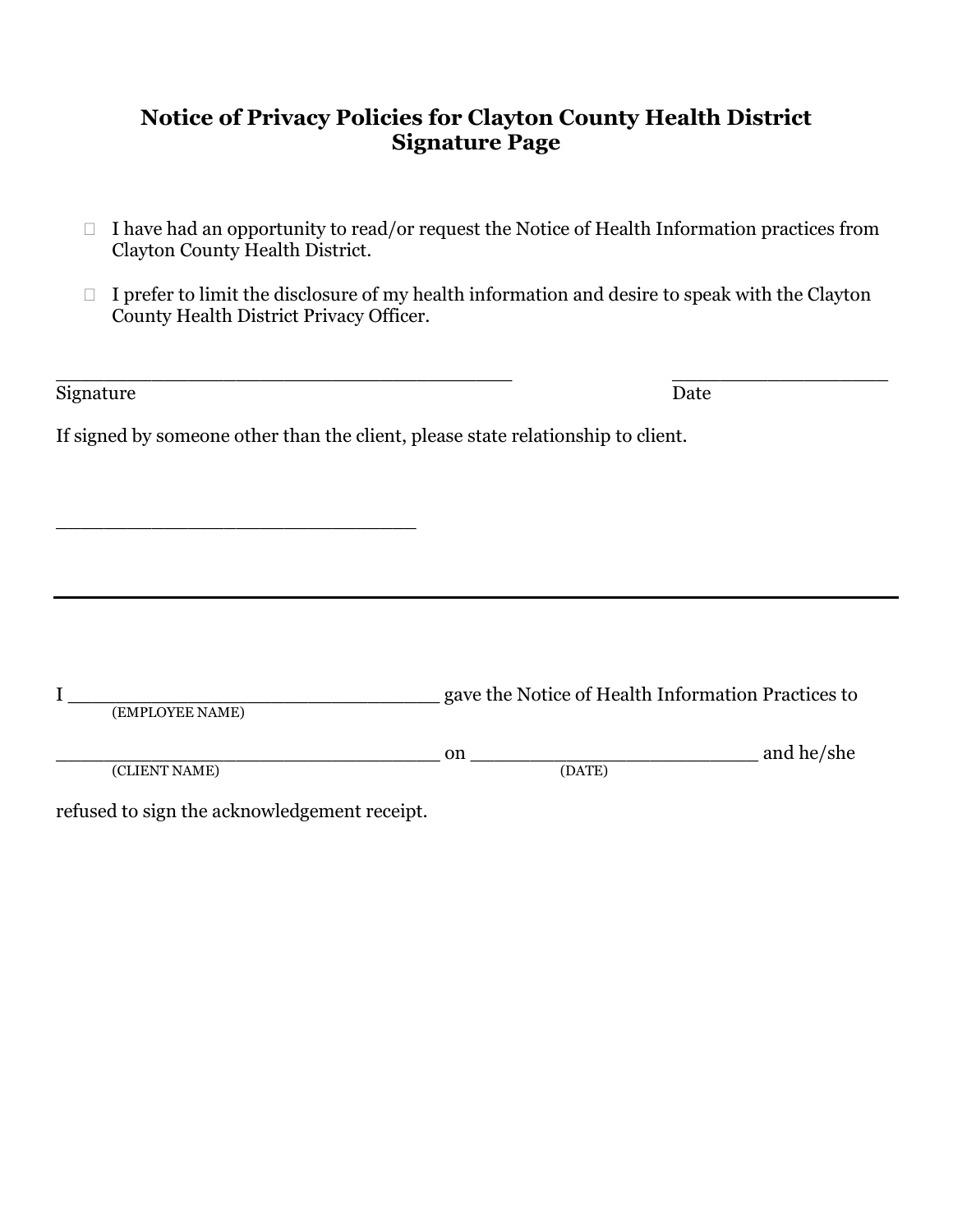# Notice of Privacy Policies for Clayton County Health District
## Signature Page

- ☐ I have had an opportunity to read/or request the Notice of Health Information practices from Clayton County Health District.

- ☐ I prefer to limit the disclosure of my health information and desire to speak with the Clayton County Health District Privacy Officer.

_________________________________________ ____________________

Signature Date

If signed by someone other than the client, please state relationship to client.

________________________________

---

I ________________________________ gave the Notice of Health Information Practices to
(EMPLOYEE NAME)

__________________________________ on _________________________ and he/she
(CLIENT NAME) (DATE)

refused to sign the acknowledgement receipt.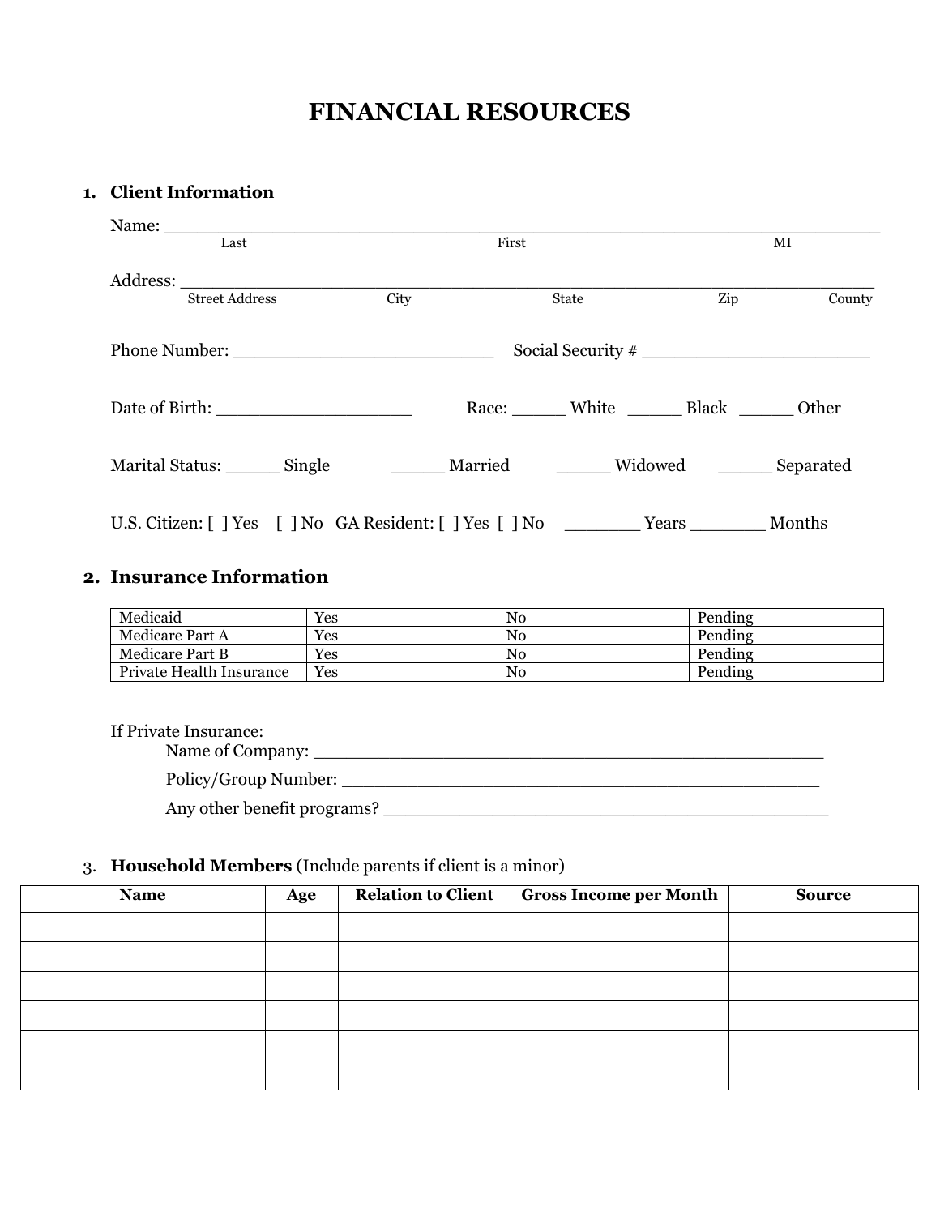# FINANCIAL RESOURCES

## 1. Client Information

Name: ___________________________________________________________
Last First MI

Address: _________________________________________________________
Street Address City State Zip County

Phone Number: ________________________ Social Security # _____________________

Date of Birth: __________________ Race: _____ White _____ Black _____ Other

Marital Status: _____ Single _____ Married _____ Widowed _____ Separated

U.S. Citizen: [ ] Yes [ ] No GA Resident: [ ] Yes [ ] No _______ Years _______ Months

## 2. Insurance Information

| | | | |
|---|---|---|---|
| Medicaid | Yes | No | Pending |
| Medicare Part A | Yes | No | Pending |
| Medicare Part B | Yes | No | Pending |
| Private Health Insurance | Yes | No | Pending |

If Private Insurance:

Name of Company: ________________________________________________

Policy/Group Number: _____________________________________________

Any other benefit programs? ________________________________________

## 3. Household Members (Include parents if client is a minor)

| Name | Age | Relation to Client | Gross Income per Month | Source |
|---|---|---|---|---|
| | | | | |
| | | | | |
| | | | | |
| | | | | |
| | | | | |
| | | | | |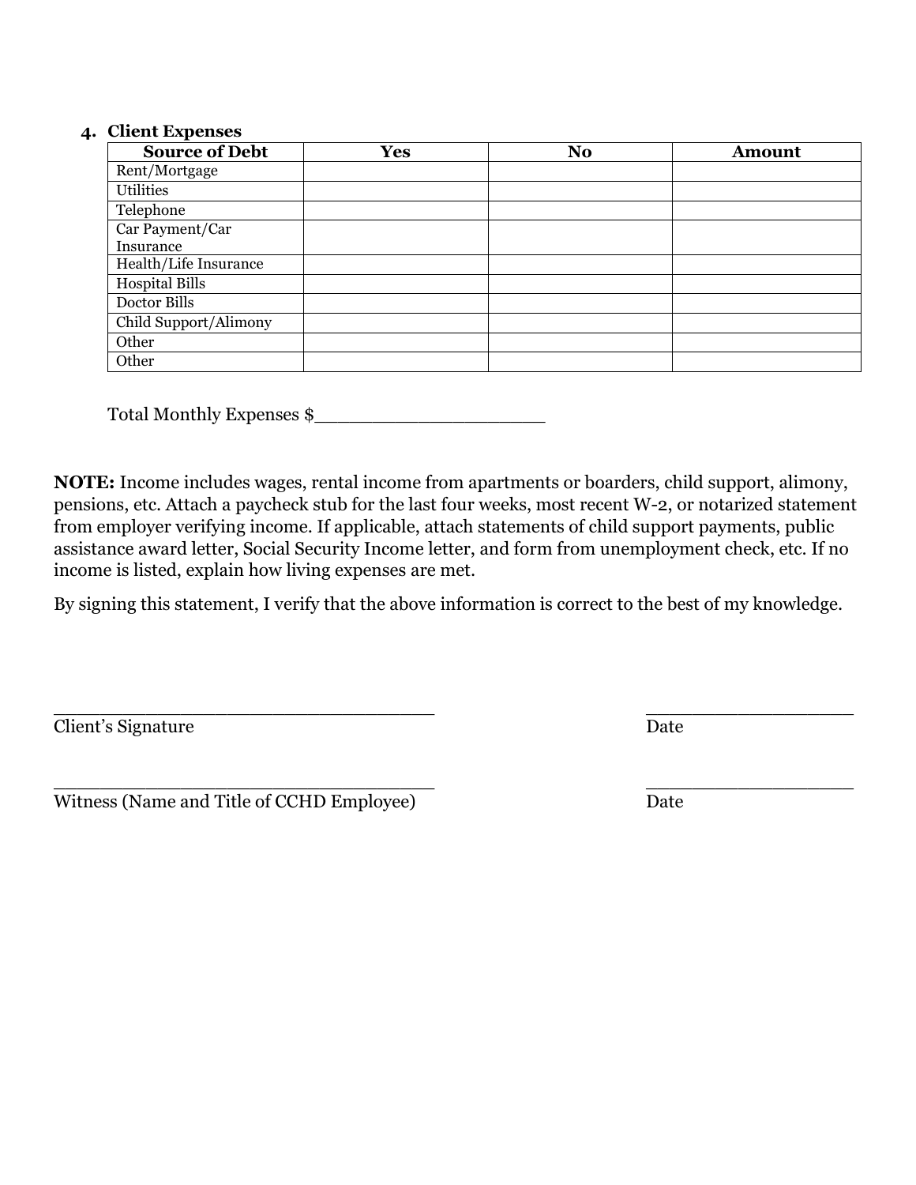4. **Client Expenses**

| Source of Debt | Yes | No | Amount |
|---|---|---|---|
| Rent/Mortgage | | | |
| Utilities | | | |
| Telephone | | | |
| Car Payment/Car Insurance | | | |
| Health/Life Insurance | | | |
| Hospital Bills | | | |
| Doctor Bills | | | |
| Child Support/Alimony | | | |
| Other | | | |
| Other | | | |

Total Monthly Expenses $____________________

**NOTE:** Income includes wages, rental income from apartments or boarders, child support, alimony, pensions, etc. Attach a paycheck stub for the last four weeks, most recent W-2, or notarized statement from employer verifying income. If applicable, attach statements of child support payments, public assistance award letter, Social Security Income letter, and form from unemployment check, etc. If no income is listed, explain how living expenses are met.

By signing this statement, I verify that the above information is correct to the best of my knowledge.

___________________________________ ___________________
Client's Signature Date

___________________________________ ___________________
Witness (Name and Title of CCHD Employee) Date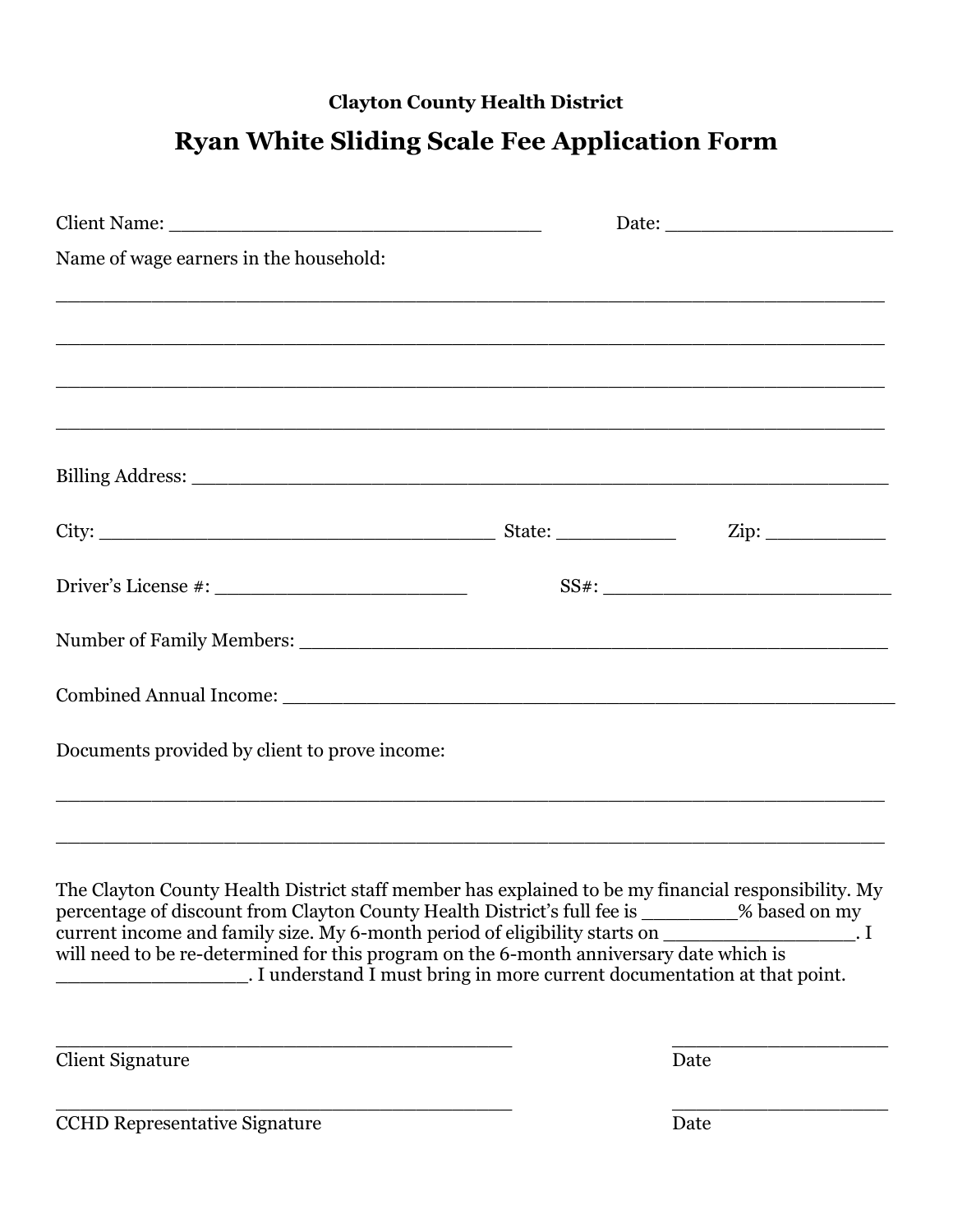**Clayton County Health District**

# Ryan White Sliding Scale Fee Application Form

Client Name: ________________________________ Date: ____________________

Name of wage earners in the household:

_________________________________________________________________________

_________________________________________________________________________

_________________________________________________________________________

_________________________________________________________________________

Billing Address: ____________________________________________________________

City: __________________________________ State: __________ Zip: __________

Driver's License #: ______________________ SS#: ________________________

Number of Family Members: ____________________________________________________

Combined Annual Income: ______________________________________________________

Documents provided by client to prove income:

_________________________________________________________________________

_________________________________________________________________________

The Clayton County Health District staff member has explained to be my financial responsibility. My percentage of discount from Clayton County Health District's full fee is ________% based on my current income and family size. My 6-month period of eligibility starts on ________________. I will need to be re-determined for this program on the 6-month anniversary date which is ________________. I understand I must bring in more current documentation at that point.

________________________________________ ____________________
Client Signature Date

________________________________________ ____________________
CCHD Representative Signature Date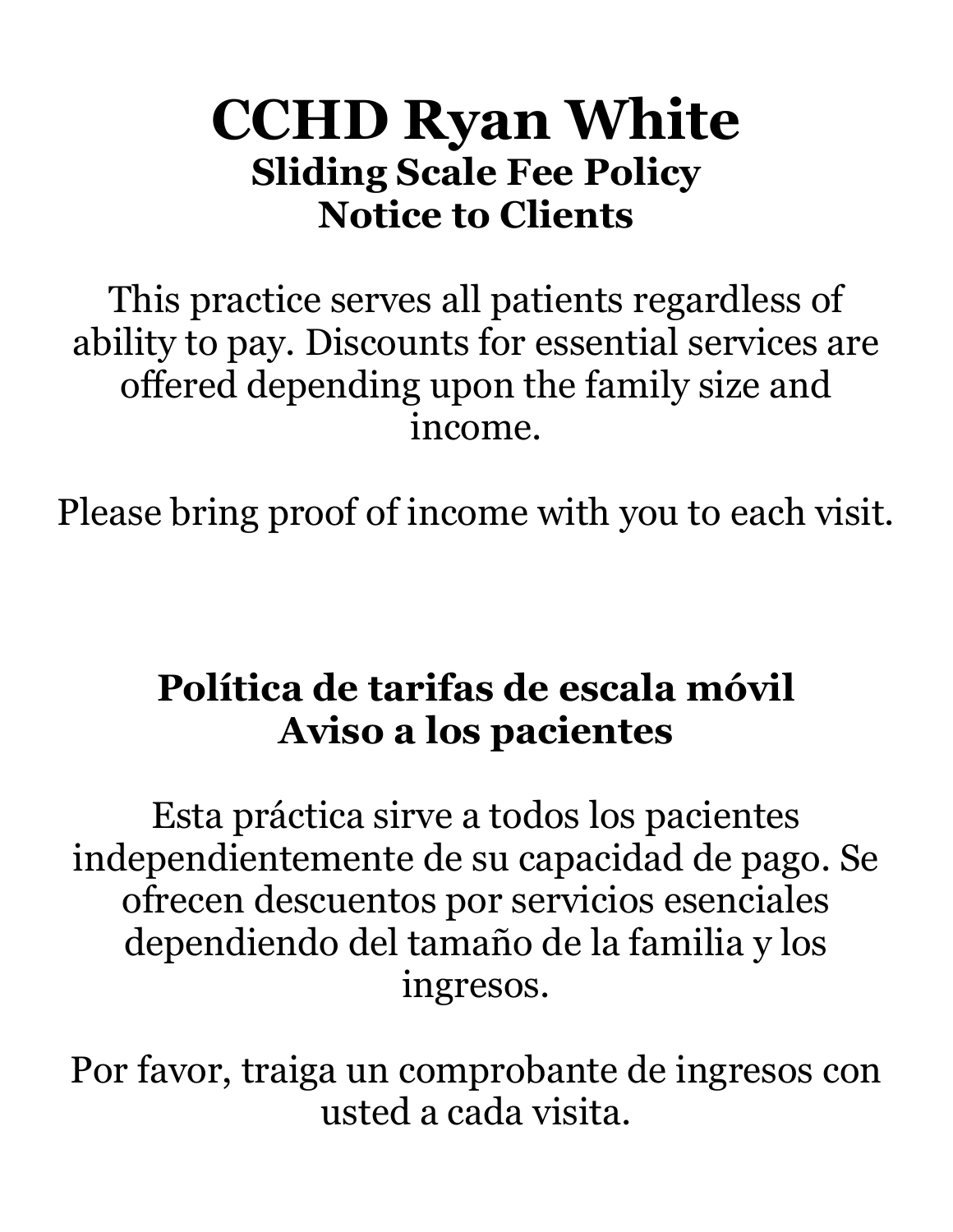# CCHD Ryan White

## Sliding Scale Fee Policy
## Notice to Clients

This practice serves all patients regardless of ability to pay. Discounts for essential services are offered depending upon the family size and income.

Please bring proof of income with you to each visit.

## Política de tarifas de escala móvil
## Aviso a los pacientes

Esta práctica sirve a todos los pacientes independientemente de su capacidad de pago. Se ofrecen descuentos por servicios esenciales dependiendo del tamaño de la familia y los ingresos.

Por favor, traiga un comprobante de ingresos con usted a cada visita.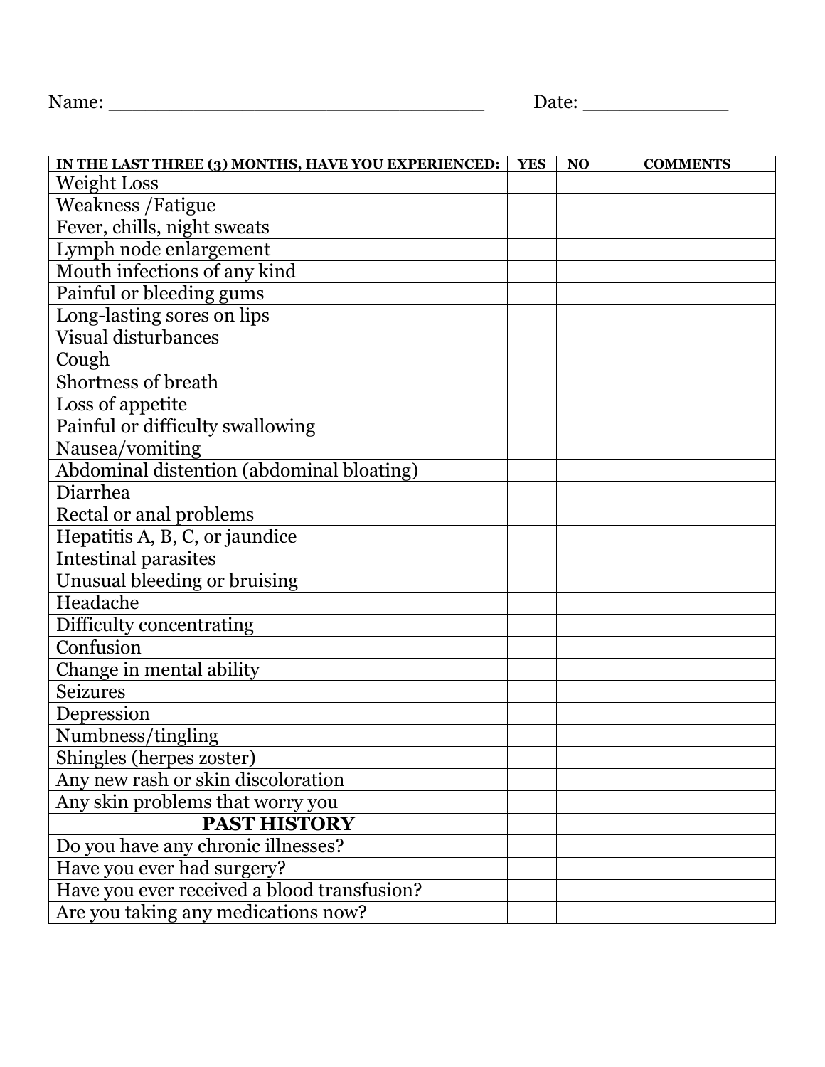Name: ______________________________ Date: ____________

| IN THE LAST THREE (3) MONTHS, HAVE YOU EXPERIENCED: | YES | NO | COMMENTS |
|---|---|---|---|
| Weight Loss | | | |
| Weakness /Fatigue | | | |
| Fever, chills, night sweats | | | |
| Lymph node enlargement | | | |
| Mouth infections of any kind | | | |
| Painful or bleeding gums | | | |
| Long-lasting sores on lips | | | |
| Visual disturbances | | | |
| Cough | | | |
| Shortness of breath | | | |
| Loss of appetite | | | |
| Painful or difficulty swallowing | | | |
| Nausea/vomiting | | | |
| Abdominal distention (abdominal bloating) | | | |
| Diarrhea | | | |
| Rectal or anal problems | | | |
| Hepatitis A, B, C, or jaundice | | | |
| Intestinal parasites | | | |
| Unusual bleeding or bruising | | | |
| Headache | | | |
| Difficulty concentrating | | | |
| Confusion | | | |
| Change in mental ability | | | |
| Seizures | | | |
| Depression | | | |
| Numbness/tingling | | | |
| Shingles (herpes zoster) | | | |
| Any new rash or skin discoloration | | | |
| Any skin problems that worry you | | | |
| **PAST HISTORY** | | | |
| Do you have any chronic illnesses? | | | |
| Have you ever had surgery? | | | |
| Have you ever received a blood transfusion? | | | |
| Are you taking any medications now? | | | |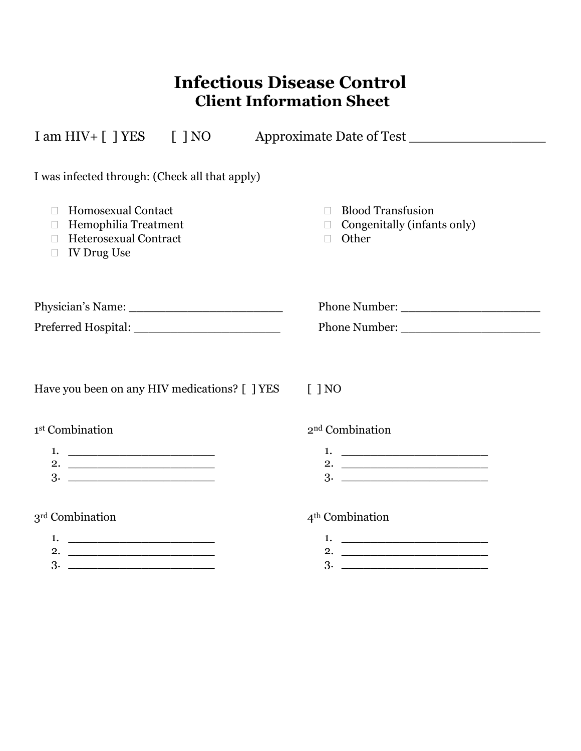# Infectious Disease Control

## Client Information Sheet

I am HIV+ [ ] YES [ ] NO Approximate Date of Test ________________

I was infected through: (Check all that apply)

- ☐ Homosexual Contact
- ☐ Hemophilia Treatment
- ☐ Heterosexual Contract
- ☐ IV Drug Use
- ☐ Blood Transfusion
- ☐ Congenitally (infants only)
- ☐ Other

Physician's Name: ______________________ Phone Number: ___________________

Preferred Hospital: _____________________ Phone Number: ___________________

Have you been on any HIV medications? [ ] YES [ ] NO

1st Combination

1. ____________________
2. ____________________
3. ____________________

2nd Combination

1. ____________________
2. ____________________
3. ____________________

3rd Combination

1. ____________________
2. ____________________
3. ____________________

4th Combination

1. ____________________
2. ____________________
3. ____________________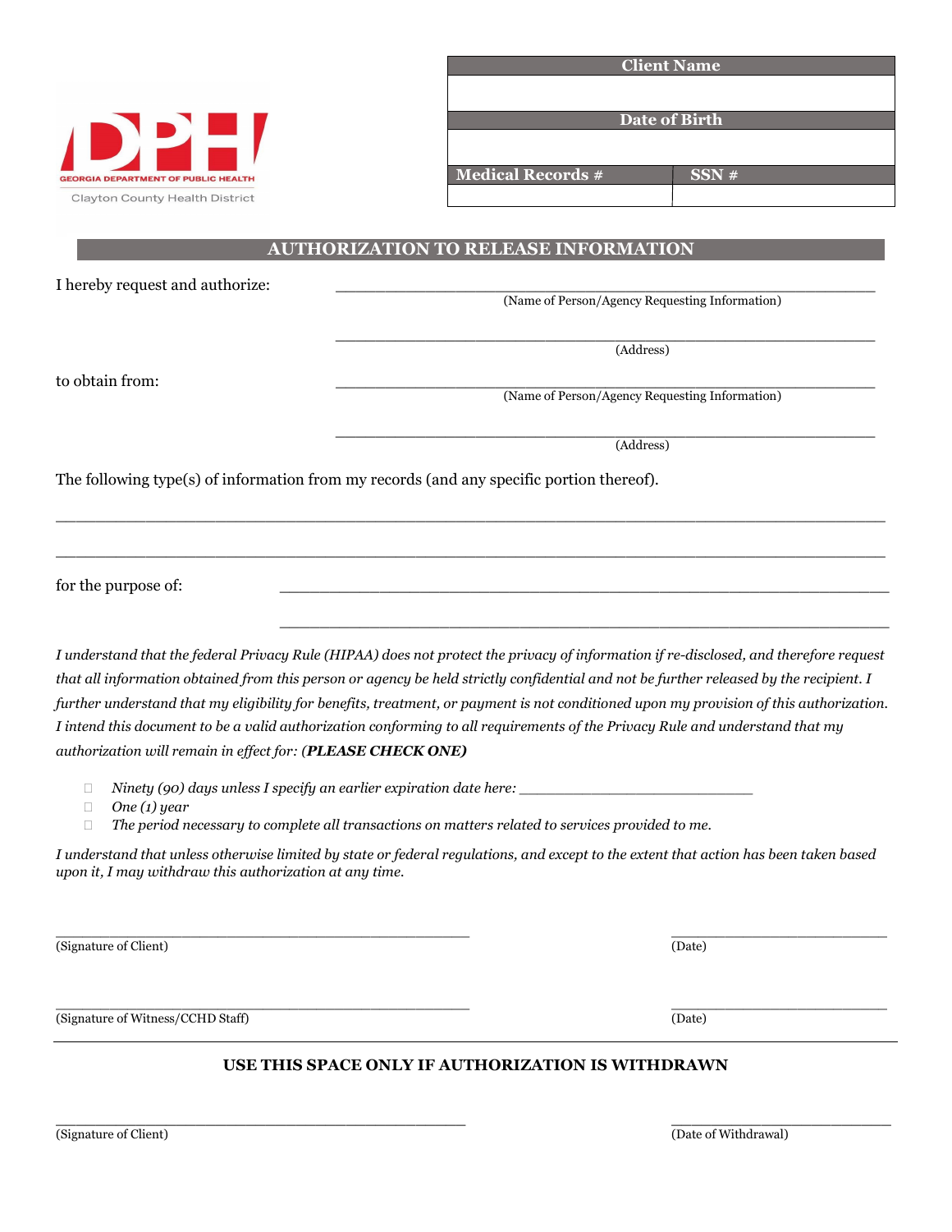DPH

GEORGIA DEPARTMENT OF PUBLIC HEALTH

Clayton County Health District

| Client Name | |
|---|---|
| | |
| **Date of Birth** | |
| | |
| **Medical Records #** | **SSN #** |
| | |

## AUTHORIZATION TO RELEASE INFORMATION

I hereby request and authorize: ______________________________________________________
(Name of Person/Agency Requesting Information)

______________________________________________________
(Address)

to obtain from: ______________________________________________________
(Name of Person/Agency Requesting Information)

______________________________________________________
(Address)

The following type(s) of information from my records (and any specific portion thereof).

______________________________________________________________________________

______________________________________________________________________________

for the purpose of: ______________________________________________________

______________________________________________________

*I understand that the federal Privacy Rule (HIPAA) does not protect the privacy of information if re-disclosed, and therefore request that all information obtained from this person or agency be held strictly confidential and not be further released by the recipient. I further understand that my eligibility for benefits, treatment, or payment is not conditioned upon my provision of this authorization. I intend this document to be a valid authorization conforming to all requirements of the Privacy Rule and understand that my authorization will remain in effect for:* ***(PLEASE CHECK ONE)***

- ☐ *Ninety (90) days unless I specify an earlier expiration date here:* ___________________________
- ☐ *One (1) year*
- ☐ *The period necessary to complete all transactions on matters related to services provided to me.*

*I understand that unless otherwise limited by state or federal regulations, and except to the extent that action has been taken based upon it, I may withdraw this authorization at any time.*

______________________________________________ ___________________________
(Signature of Client) (Date)

______________________________________________ ___________________________
(Signature of Witness/CCHD Staff) (Date)

---

**USE THIS SPACE ONLY IF AUTHORIZATION IS WITHDRAWN**

______________________________________________ ___________________________
(Signature of Client) (Date of Withdrawal)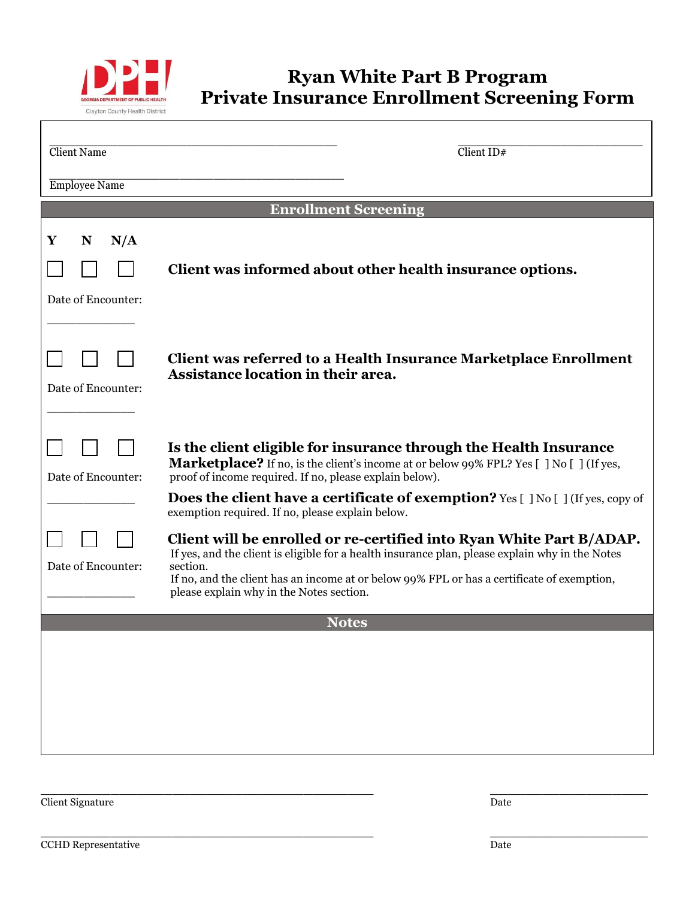DPH
GEORGIA DEPARTMENT OF PUBLIC HEALTH
Clayton County Health District

# Ryan White Part B Program
# Private Insurance Enrollment Screening Form

_______________________________________ Client Name

__________________________ Client ID#

_______________________________________ Employee Name

## Enrollment Screening

| Y | N | N/A | |
|---|---|---|---|
| ☐ | ☐ | ☐ | **Client was informed about other health insurance options.** |
| Date of Encounter: ____________ | | | |
| ☐ | ☐ | ☐ | **Client was referred to a Health Insurance Marketplace Enrollment Assistance location in their area.** |
| Date of Encounter: ____________ | | | |
| ☐ | ☐ | ☐ | **Is the client eligible for insurance through the Health Insurance Marketplace?** If no, is the client's income at or below 99% FPL? Yes [ ] No [ ] (If yes, proof of income required. If no, please explain below). |
| Date of Encounter: ____________ | | | **Does the client have a certificate of exemption?** Yes [ ] No [ ] (If yes, copy of exemption required. If no, please explain below. |
| ☐ | ☐ | ☐ | **Client will be enrolled or re-certified into Ryan White Part B/ADAP.** If yes, and the client is eligible for a health insurance plan, please explain why in the Notes section. If no, and the client has an income at or below 99% FPL or has a certificate of exemption, please explain why in the Notes section. |
| Date of Encounter: ____________ | | | |

## Notes

&nbsp;

_______________________________________ Client Signature

__________________________ Date

_______________________________________ CCHD Representative

__________________________ Date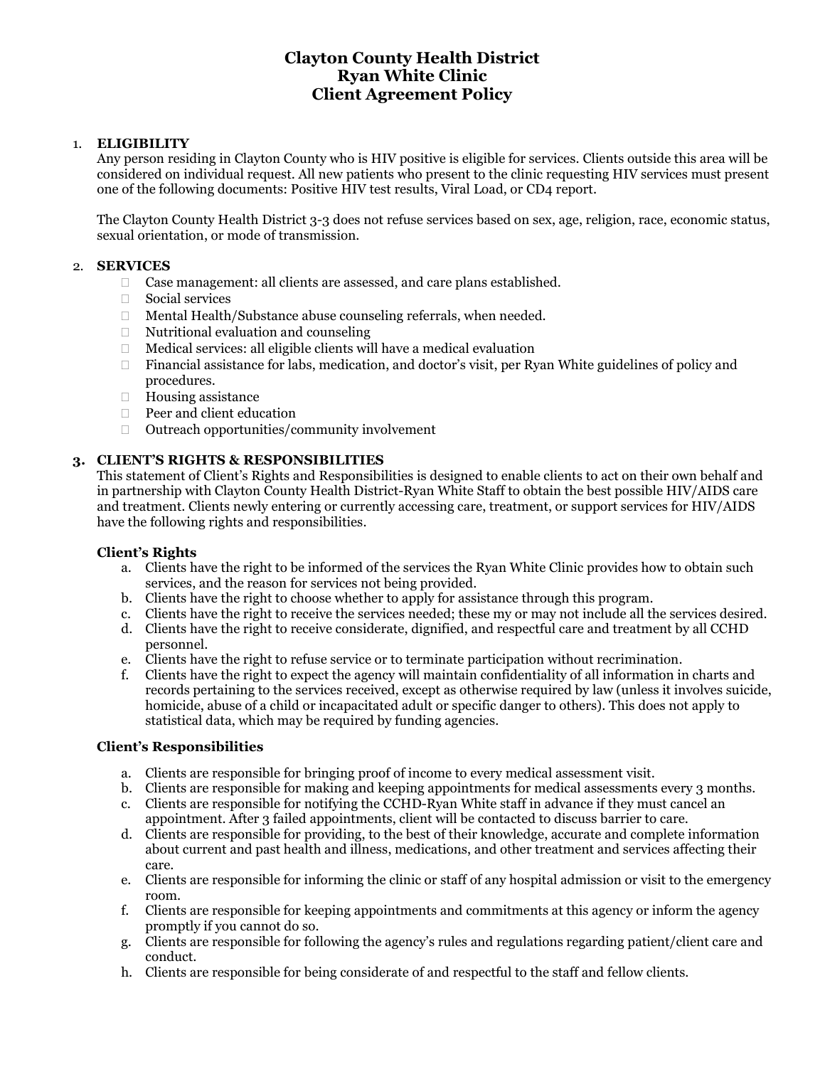# Clayton County Health District
# Ryan White Clinic
# Client Agreement Policy

1. **ELIGIBILITY**

   Any person residing in Clayton County who is HIV positive is eligible for services. Clients outside this area will be considered on individual request. All new patients who present to the clinic requesting HIV services must present one of the following documents: Positive HIV test results, Viral Load, or CD4 report.

   The Clayton County Health District 3-3 does not refuse services based on sex, age, religion, race, economic status, sexual orientation, or mode of transmission.

2. **SERVICES**
   - Case management: all clients are assessed, and care plans established.
   - Social services
   - Mental Health/Substance abuse counseling referrals, when needed.
   - Nutritional evaluation and counseling
   - Medical services: all eligible clients will have a medical evaluation
   - Financial assistance for labs, medication, and doctor's visit, per Ryan White guidelines of policy and procedures.
   - Housing assistance
   - Peer and client education
   - Outreach opportunities/community involvement

3. **CLIENT'S RIGHTS & RESPONSIBILITIES**

   This statement of Client's Rights and Responsibilities is designed to enable clients to act on their own behalf and in partnership with Clayton County Health District-Ryan White Staff to obtain the best possible HIV/AIDS care and treatment. Clients newly entering or currently accessing care, treatment, or support services for HIV/AIDS have the following rights and responsibilities.

   **Client's Rights**

   a. Clients have the right to be informed of the services the Ryan White Clinic provides how to obtain such services, and the reason for services not being provided.
   b. Clients have the right to choose whether to apply for assistance through this program.
   c. Clients have the right to receive the services needed; these my or may not include all the services desired.
   d. Clients have the right to receive considerate, dignified, and respectful care and treatment by all CCHD personnel.
   e. Clients have the right to refuse service or to terminate participation without recrimination.
   f. Clients have the right to expect the agency will maintain confidentiality of all information in charts and records pertaining to the services received, except as otherwise required by law (unless it involves suicide, homicide, abuse of a child or incapacitated adult or specific danger to others). This does not apply to statistical data, which may be required by funding agencies.

   **Client's Responsibilities**

   a. Clients are responsible for bringing proof of income to every medical assessment visit.
   b. Clients are responsible for making and keeping appointments for medical assessments every 3 months.
   c. Clients are responsible for notifying the CCHD-Ryan White staff in advance if they must cancel an appointment. After 3 failed appointments, client will be contacted to discuss barrier to care.
   d. Clients are responsible for providing, to the best of their knowledge, accurate and complete information about current and past health and illness, medications, and other treatment and services affecting their care.
   e. Clients are responsible for informing the clinic or staff of any hospital admission or visit to the emergency room.
   f. Clients are responsible for keeping appointments and commitments at this agency or inform the agency promptly if you cannot do so.
   g. Clients are responsible for following the agency's rules and regulations regarding patient/client care and conduct.
   h. Clients are responsible for being considerate of and respectful to the staff and fellow clients.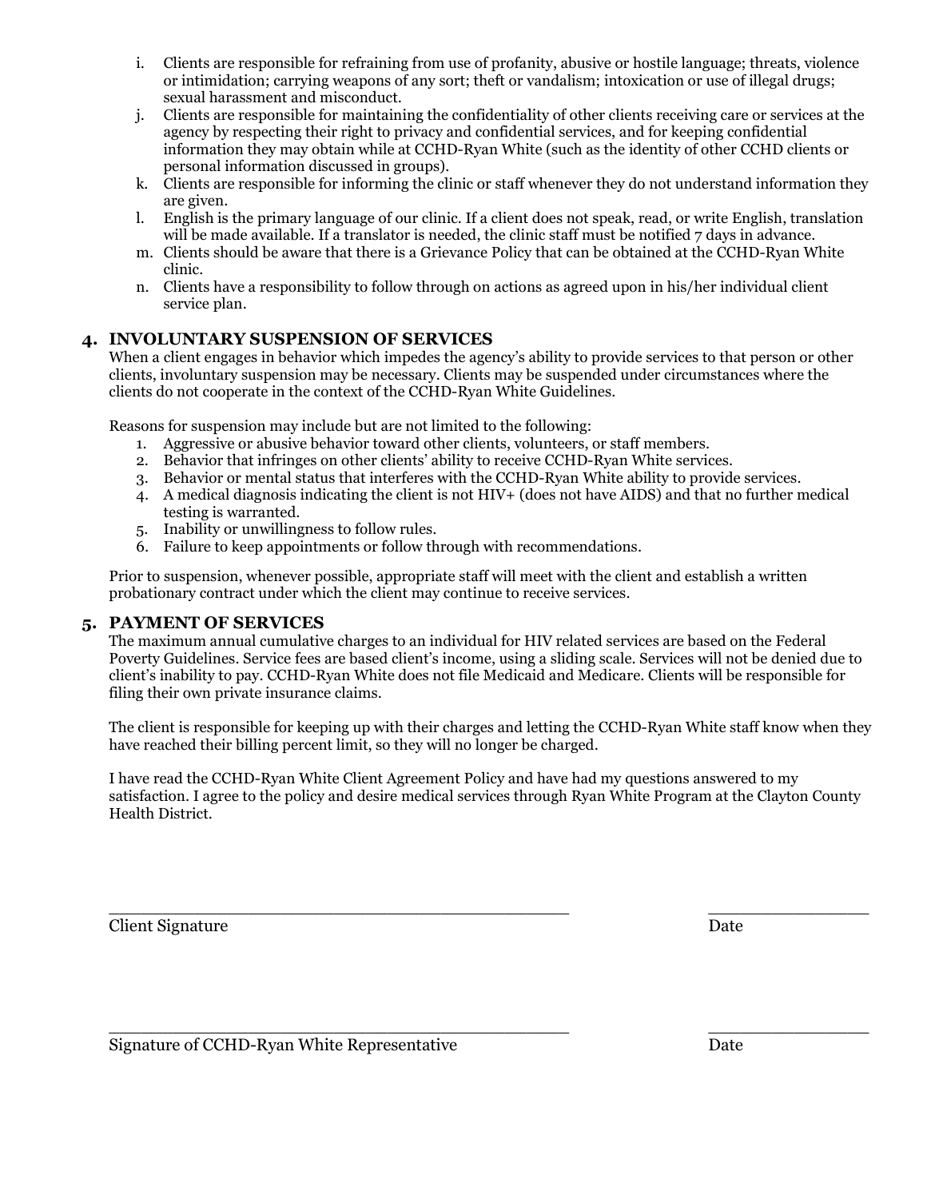i. Clients are responsible for refraining from use of profanity, abusive or hostile language; threats, violence or intimidation; carrying weapons of any sort; theft or vandalism; intoxication or use of illegal drugs; sexual harassment and misconduct.
j. Clients are responsible for maintaining the confidentiality of other clients receiving care or services at the agency by respecting their right to privacy and confidential services, and for keeping confidential information they may obtain while at CCHD-Ryan White (such as the identity of other CCHD clients or personal information discussed in groups).
k. Clients are responsible for informing the clinic or staff whenever they do not understand information they are given.
l. English is the primary language of our clinic. If a client does not speak, read, or write English, translation will be made available. If a translator is needed, the clinic staff must be notified 7 days in advance.
m. Clients should be aware that there is a Grievance Policy that can be obtained at the CCHD-Ryan White clinic.
n. Clients have a responsibility to follow through on actions as agreed upon in his/her individual client service plan.

## 4. INVOLUNTARY SUSPENSION OF SERVICES

When a client engages in behavior which impedes the agency's ability to provide services to that person or other clients, involuntary suspension may be necessary. Clients may be suspended under circumstances where the clients do not cooperate in the context of the CCHD-Ryan White Guidelines.

Reasons for suspension may include but are not limited to the following:

1. Aggressive or abusive behavior toward other clients, volunteers, or staff members.
2. Behavior that infringes on other clients' ability to receive CCHD-Ryan White services.
3. Behavior or mental status that interferes with the CCHD-Ryan White ability to provide services.
4. A medical diagnosis indicating the client is not HIV+ (does not have AIDS) and that no further medical testing is warranted.
5. Inability or unwillingness to follow rules.
6. Failure to keep appointments or follow through with recommendations.

Prior to suspension, whenever possible, appropriate staff will meet with the client and establish a written probationary contract under which the client may continue to receive services.

## 5. PAYMENT OF SERVICES

The maximum annual cumulative charges to an individual for HIV related services are based on the Federal Poverty Guidelines. Service fees are based client's income, using a sliding scale. Services will not be denied due to client's inability to pay. CCHD-Ryan White does not file Medicaid and Medicare. Clients will be responsible for filing their own private insurance claims.

The client is responsible for keeping up with their charges and letting the CCHD-Ryan White staff know when they have reached their billing percent limit, so they will no longer be charged.

I have read the CCHD-Ryan White Client Agreement Policy and have had my questions answered to my satisfaction. I agree to the policy and desire medical services through Ryan White Program at the Clayton County Health District.

_______________________________________________ ________________

Client Signature Date

_______________________________________________ ________________

Signature of CCHD-Ryan White Representative Date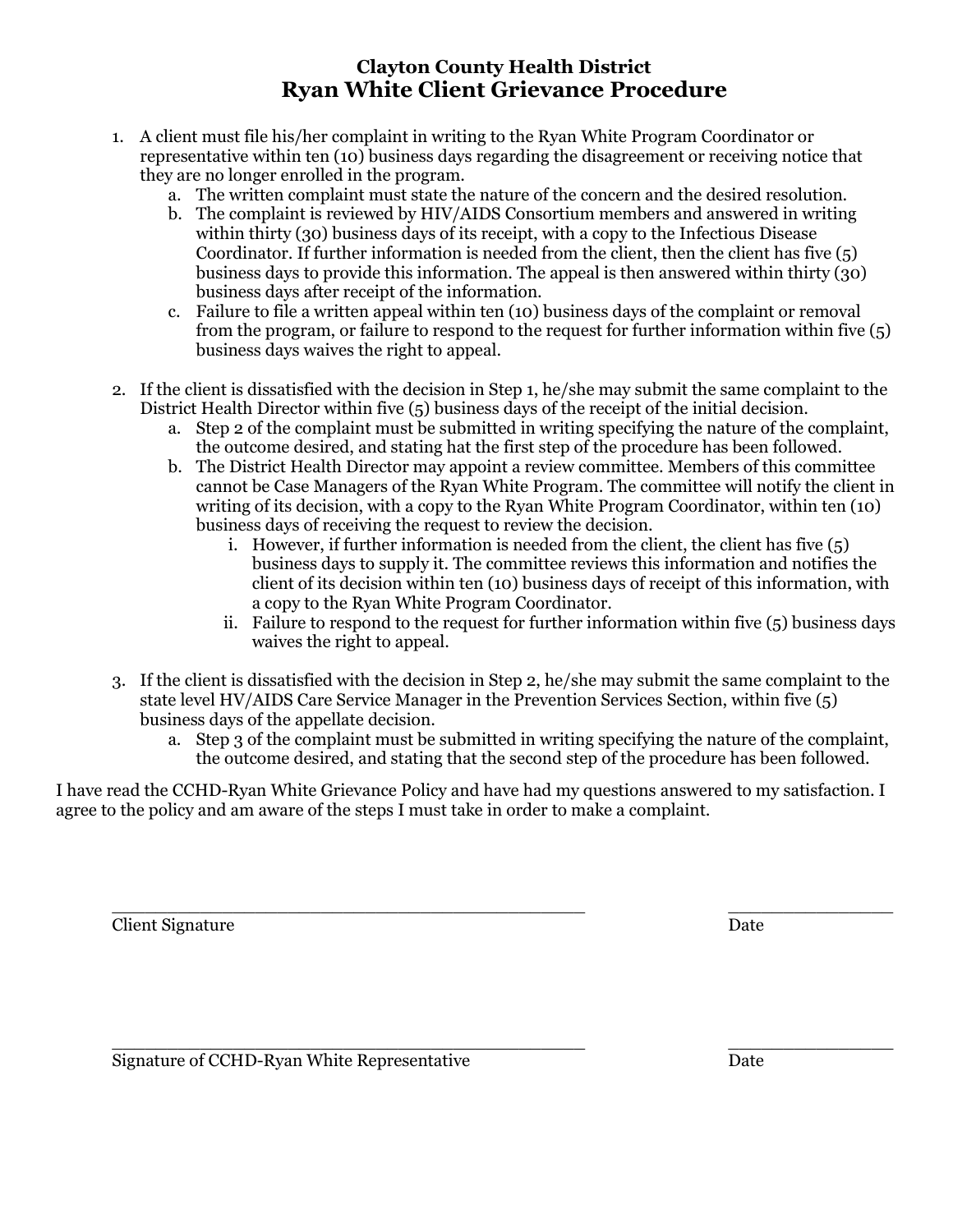**Clayton County Health District**

# Ryan White Client Grievance Procedure

1. A client must file his/her complaint in writing to the Ryan White Program Coordinator or representative within ten (10) business days regarding the disagreement or receiving notice that they are no longer enrolled in the program.
   a. The written complaint must state the nature of the concern and the desired resolution.
   b. The complaint is reviewed by HIV/AIDS Consortium members and answered in writing within thirty (30) business days of its receipt, with a copy to the Infectious Disease Coordinator. If further information is needed from the client, then the client has five (5) business days to provide this information. The appeal is then answered within thirty (30) business days after receipt of the information.
   c. Failure to file a written appeal within ten (10) business days of the complaint or removal from the program, or failure to respond to the request for further information within five (5) business days waives the right to appeal.

2. If the client is dissatisfied with the decision in Step 1, he/she may submit the same complaint to the District Health Director within five (5) business days of the receipt of the initial decision.
   a. Step 2 of the complaint must be submitted in writing specifying the nature of the complaint, the outcome desired, and stating hat the first step of the procedure has been followed.
   b. The District Health Director may appoint a review committee. Members of this committee cannot be Case Managers of the Ryan White Program. The committee will notify the client in writing of its decision, with a copy to the Ryan White Program Coordinator, within ten (10) business days of receiving the request to review the decision.
      i. However, if further information is needed from the client, the client has five (5) business days to supply it. The committee reviews this information and notifies the client of its decision within ten (10) business days of receipt of this information, with a copy to the Ryan White Program Coordinator.
      ii. Failure to respond to the request for further information within five (5) business days waives the right to appeal.

3. If the client is dissatisfied with the decision in Step 2, he/she may submit the same complaint to the state level HV/AIDS Care Service Manager in the Prevention Services Section, within five (5) business days of the appellate decision.
   a. Step 3 of the complaint must be submitted in writing specifying the nature of the complaint, the outcome desired, and stating that the second step of the procedure has been followed.

I have read the CCHD-Ryan White Grievance Policy and have had my questions answered to my satisfaction. I agree to the policy and am aware of the steps I must take in order to make a complaint.

_____________________________________________ ________________
Client Signature Date

_____________________________________________ ________________
Signature of CCHD-Ryan White Representative Date